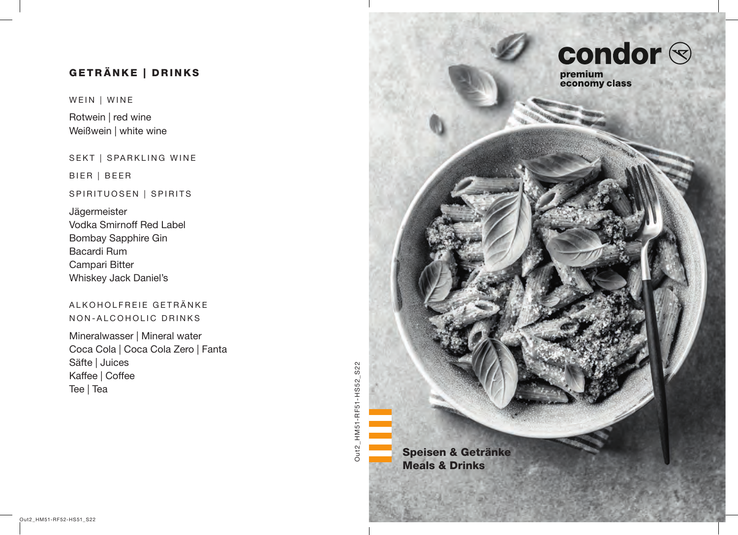## GETRÄNKE | DRINKS

WEIN | WINE

Rotwein | red wine
Weißwein | white wine

SEKT | SPARKLING WINE

BIER | BEER

SPIRITUOSEN | SPIRITS

Jägermeister
Vodka Smirnoff Red Label
Bombay Sapphire Gin
Bacardi Rum
Campari Bitter
Whiskey Jack Daniel's

ALKOHOLFREIE GETRÄNKE
NON-ALCOHOLIC DRINKS

Mineralwasser | Mineral water
Coca Cola | Coca Cola Zero | Fanta
Säfte | Juices
Kaffee | Coffee
Tee | Tea

# condor

**premium economy class**

**Speisen & Getränke**
**Meals & Drinks**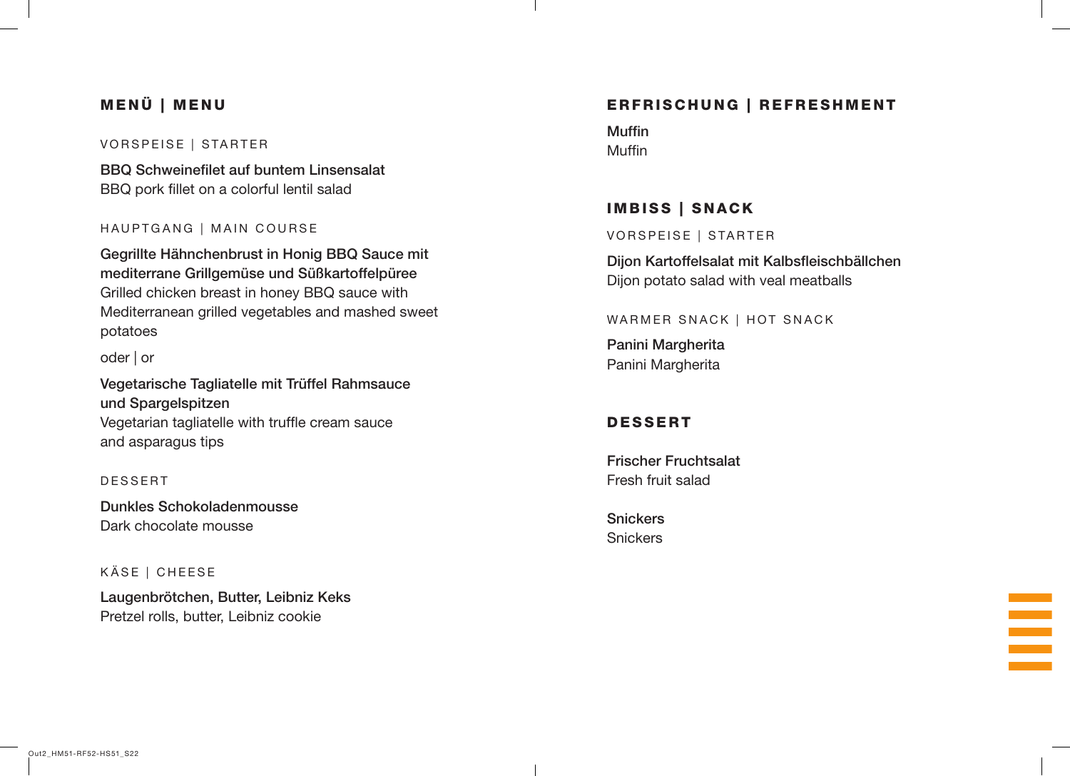## MENÜ | MENU

### VORSPEISE | STARTER

**BBQ Schweinefilet auf buntem Linsensalat**
BBQ pork fillet on a colorful lentil salad

### HAUPTGANG | MAIN COURSE

**Gegrillte Hähnchenbrust in Honig BBQ Sauce mit mediterrane Grillgemüse und Süßkartoffelpüree**
Grilled chicken breast in honey BBQ sauce with Mediterranean grilled vegetables and mashed sweet potatoes

oder | or

**Vegetarische Tagliatelle mit Trüffel Rahmsauce und Spargelspitzen**
Vegetarian tagliatelle with truffle cream sauce and asparagus tips

### DESSERT

**Dunkles Schokoladenmousse**
Dark chocolate mousse

### KÄSE | CHEESE

**Laugenbrötchen, Butter, Leibniz Keks**
Pretzel rolls, butter, Leibniz cookie

## ERFRISCHUNG | REFRESHMENT

**Muffin**
Muffin

## IMBISS | SNACK

### VORSPEISE | STARTER

**Dijon Kartoffelsalat mit Kalbsfleischbällchen**
Dijon potato salad with veal meatballs

### WARMER SNACK | HOT SNACK

**Panini Margherita**
Panini Margherita

## DESSERT

**Frischer Fruchtsalat**
Fresh fruit salad

**Snickers**
Snickers